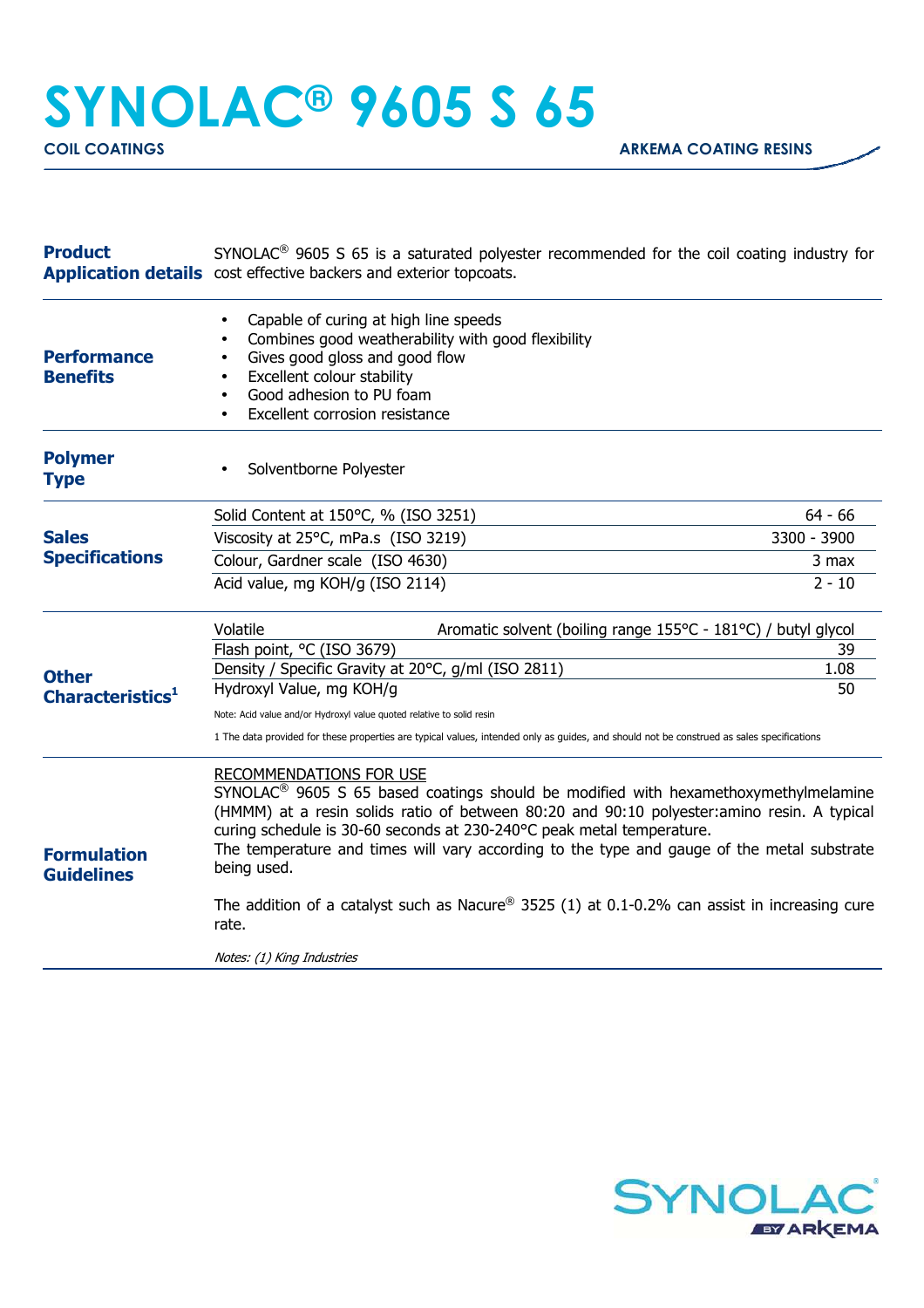# SYNOLAC® 9605 S 65

**COIL COATINGS** | **ARKEMA COATING RESINS**

## Product Application details

SYNOLAC® 9605 S 65 is a saturated polyester recommended for the coil coating industry for cost effective backers and exterior topcoats.

## Performance Benefits

- Capable of curing at high line speeds
- Combines good weatherability with good flexibility
- Gives good gloss and good flow
- Excellent colour stability
- Good adhesion to PU foam
- Excellent corrosion resistance

## Polymer Type

- Solventborne Polyester

## Sales Specifications

| Property | Value |
|---|---|
| Solid Content at 150°C, % (ISO 3251) | 64 - 66 |
| Viscosity at 25°C, mPa.s (ISO 3219) | 3300 - 3900 |
| Colour, Gardner scale (ISO 4630) | 3 max |
| Acid value, mg KOH/g (ISO 2114) | 2 - 10 |

## Other Characteristics[1]

| Property | Value |
|---|---|
| Volatile | Aromatic solvent (boiling range 155°C - 181°C) / butyl glycol |
| Flash point, °C (ISO 3679) | 39 |
| Density / Specific Gravity at 20°C, g/ml (ISO 2811) | 1.08 |
| Hydroxyl Value, mg KOH/g | 50 |

Note: Acid value and/or Hydroxyl value quoted relative to solid resin

1 The data provided for these properties are typical values, intended only as guides, and should not be construed as sales specifications

## Formulation Guidelines

RECOMMENDATIONS FOR USE

SYNOLAC® 9605 S 65 based coatings should be modified with hexamethoxymethylmelamine (HMMM) at a resin solids ratio of between 80:20 and 90:10 polyester:amino resin. A typical curing schedule is 30-60 seconds at 230-240°C peak metal temperature.

The temperature and times will vary according to the type and gauge of the metal substrate being used.

The addition of a catalyst such as Nacure® 3525 (1) at 0.1-0.2% can assist in increasing cure rate.

*Notes: (1) King Industries*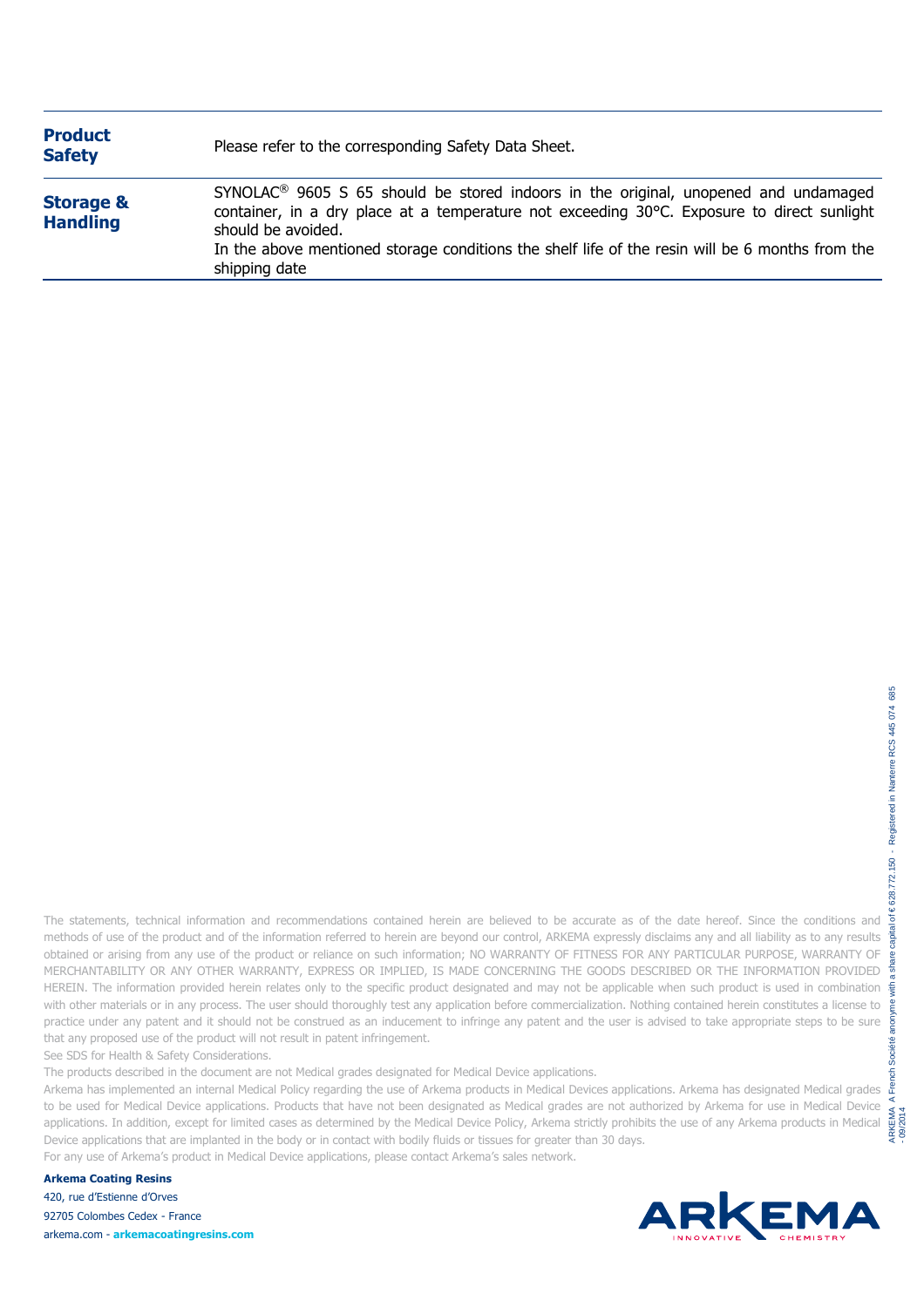| | |
|---|---|
| **Product Safety** | Please refer to the corresponding Safety Data Sheet. |
| **Storage & Handling** | SYNOLAC® 9605 S 65 should be stored indoors in the original, unopened and undamaged container, in a dry place at a temperature not exceeding 30°C. Exposure to direct sunlight should be avoided.<br>In the above mentioned storage conditions the shelf life of the resin will be 6 months from the shipping date |

The statements, technical information and recommendations contained herein are believed to be accurate as of the date hereof. Since the conditions and methods of use of the product and of the information referred to herein are beyond our control, ARKEMA expressly disclaims any and all liability as to any results obtained or arising from any use of the product or reliance on such information; NO WARRANTY OF FITNESS FOR ANY PARTICULAR PURPOSE, WARRANTY OF MERCHANTABILITY OR ANY OTHER WARRANTY, EXPRESS OR IMPLIED, IS MADE CONCERNING THE GOODS DESCRIBED OR THE INFORMATION PROVIDED HEREIN. The information provided herein relates only to the specific product designated and may not be applicable when such product is used in combination with other materials or in any process. The user should thoroughly test any application before commercialization. Nothing contained herein constitutes a license to practice under any patent and it should not be construed as an inducement to infringe any patent and the user is advised to take appropriate steps to be sure that any proposed use of the product will not result in patent infringement.

See SDS for Health & Safety Considerations.

The products described in the document are not Medical grades designated for Medical Device applications.

Arkema has implemented an internal Medical Policy regarding the use of Arkema products in Medical Devices applications. Arkema has designated Medical grades to be used for Medical Device applications. Products that have not been designated as Medical grades are not authorized by Arkema for use in Medical Device applications. In addition, except for limited cases as determined by the Medical Device Policy, Arkema strictly prohibits the use of any Arkema products in Medical Device applications that are implanted in the body or in contact with bodily fluids or tissues for greater than 30 days.

For any use of Arkema's product in Medical Device applications, please contact Arkema's sales network.

**Arkema Coating Resins**
420, rue d'Estienne d'Orves
92705 Colombes Cedex - France
arkema.com - **arkemacoatingresins.com**

ARKEMA A French Société anonyme with a share capital of € 628.772.150 - Registered in Nanterre RCS 445 074 685 - 09/2014